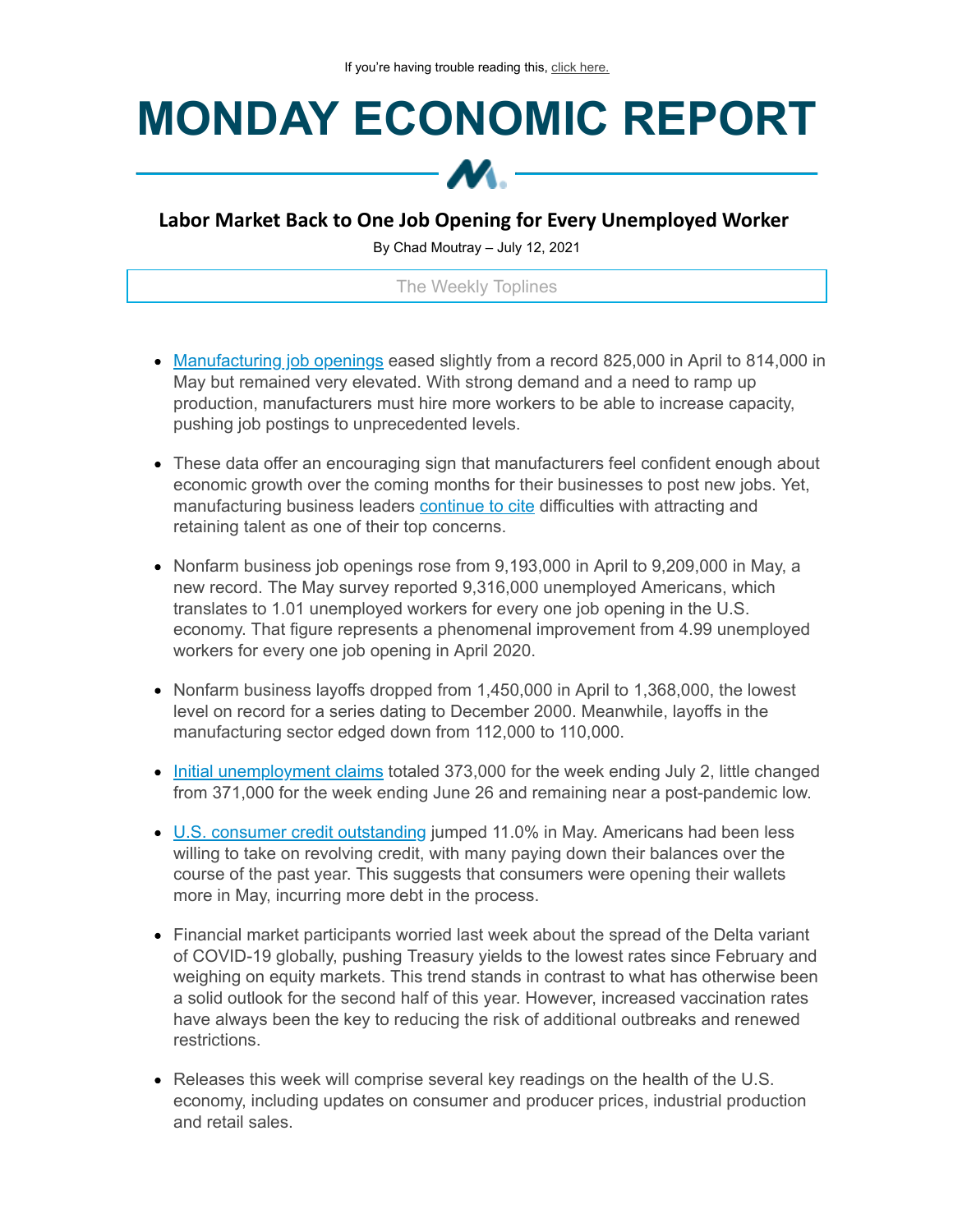If you're having trouble reading this, click here.

# MONDAY ECONOMIC REPORT

## Labor Market Back to One Job Opening for Every Unemployed Worker

By Chad Moutray – July 12, 2021

The Weekly Toplines

- Manufacturing job openings eased slightly from a record 825,000 in April to 814,000 in May but remained very elevated. With strong demand and a need to ramp up production, manufacturers must hire more workers to be able to increase capacity, pushing job postings to unprecedented levels.
- These data offer an encouraging sign that manufacturers feel confident enough about economic growth over the coming months for their businesses to post new jobs. Yet, manufacturing business leaders continue to cite difficulties with attracting and retaining talent as one of their top concerns.
- Nonfarm business job openings rose from 9,193,000 in April to 9,209,000 in May, a new record. The May survey reported 9,316,000 unemployed Americans, which translates to 1.01 unemployed workers for every one job opening in the U.S. economy. That figure represents a phenomenal improvement from 4.99 unemployed workers for every one job opening in April 2020.
- Nonfarm business layoffs dropped from 1,450,000 in April to 1,368,000, the lowest level on record for a series dating to December 2000. Meanwhile, layoffs in the manufacturing sector edged down from 112,000 to 110,000.
- Initial unemployment claims totaled 373,000 for the week ending July 2, little changed from 371,000 for the week ending June 26 and remaining near a post-pandemic low.
- U.S. consumer credit outstanding jumped 11.0% in May. Americans had been less willing to take on revolving credit, with many paying down their balances over the course of the past year. This suggests that consumers were opening their wallets more in May, incurring more debt in the process.
- Financial market participants worried last week about the spread of the Delta variant of COVID-19 globally, pushing Treasury yields to the lowest rates since February and weighing on equity markets. This trend stands in contrast to what has otherwise been a solid outlook for the second half of this year. However, increased vaccination rates have always been the key to reducing the risk of additional outbreaks and renewed restrictions.
- Releases this week will comprise several key readings on the health of the U.S. economy, including updates on consumer and producer prices, industrial production and retail sales.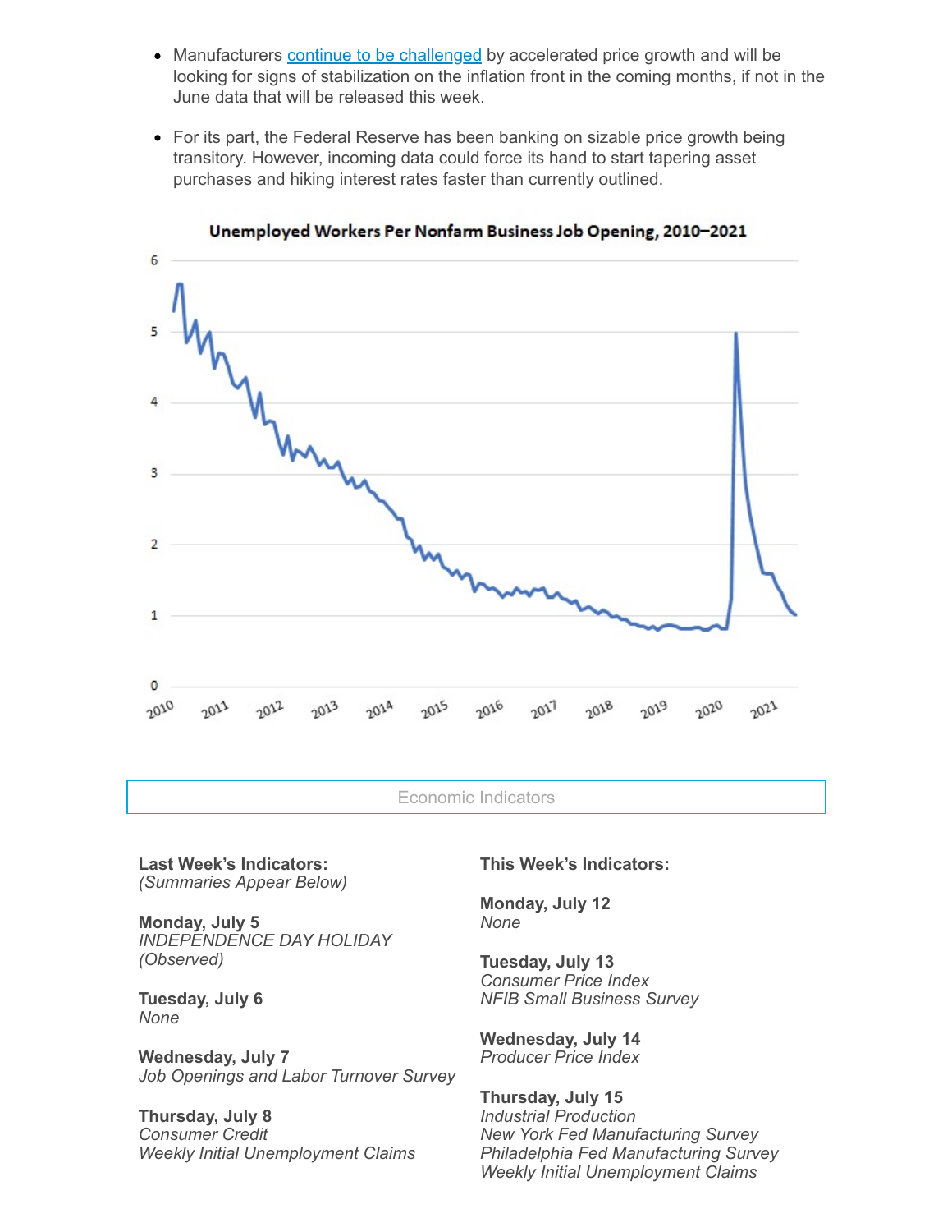- Manufacturers continue to be challenged by accelerated price growth and will be looking for signs of stabilization on the inflation front in the coming months, if not in the June data that will be released this week.
- For its part, the Federal Reserve has been banking on sizable price growth being transitory. However, incoming data could force its hand to start tapering asset purchases and hiking interest rates faster than currently outlined.

**Unemployed Workers Per Nonfarm Business Job Opening, 2010–2021**

## Economic Indicators

**Last Week's Indicators:**
*(Summaries Appear Below)*

**Monday, July 5**
*INDEPENDENCE DAY HOLIDAY (Observed)*

**Tuesday, July 6**
*None*

**Wednesday, July 7**
*Job Openings and Labor Turnover Survey*

**Thursday, July 8**
*Consumer Credit*
*Weekly Initial Unemployment Claims*

**This Week's Indicators:**

**Monday, July 12**
*None*

**Tuesday, July 13**
*Consumer Price Index*
*NFIB Small Business Survey*

**Wednesday, July 14**
*Producer Price Index*

**Thursday, July 15**
*Industrial Production*
*New York Fed Manufacturing Survey*
*Philadelphia Fed Manufacturing Survey*
*Weekly Initial Unemployment Claims*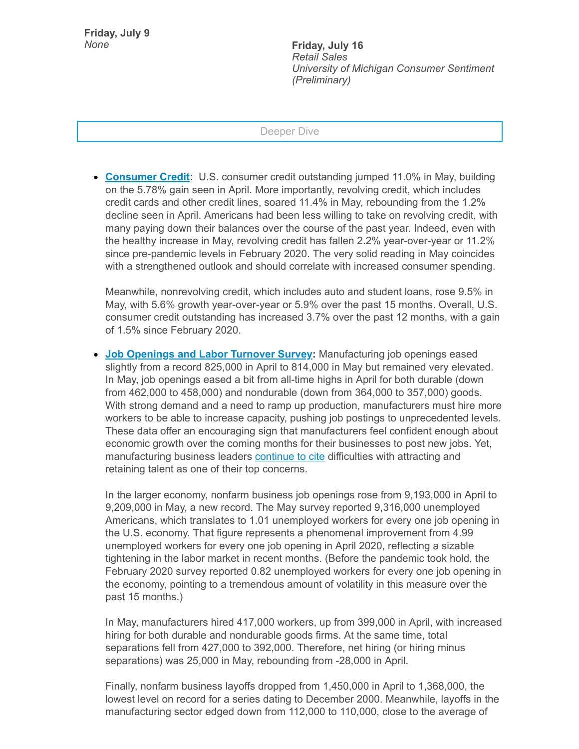**Friday, July 9**
*None*

**Friday, July 16**
*Retail Sales*
*University of Michigan Consumer Sentiment (Preliminary)*

## Deeper Dive

- **Consumer Credit:** U.S. consumer credit outstanding jumped 11.0% in May, building on the 5.78% gain seen in April. More importantly, revolving credit, which includes credit cards and other credit lines, soared 11.4% in May, rebounding from the 1.2% decline seen in April. Americans had been less willing to take on revolving credit, with many paying down their balances over the course of the past year. Indeed, even with the healthy increase in May, revolving credit has fallen 2.2% year-over-year or 11.2% since pre-pandemic levels in February 2020. The very solid reading in May coincides with a strengthened outlook and should correlate with increased consumer spending.

  Meanwhile, nonrevolving credit, which includes auto and student loans, rose 9.5% in May, with 5.6% growth year-over-year or 5.9% over the past 15 months. Overall, U.S. consumer credit outstanding has increased 3.7% over the past 12 months, with a gain of 1.5% since February 2020.

- **Job Openings and Labor Turnover Survey:** Manufacturing job openings eased slightly from a record 825,000 in April to 814,000 in May but remained very elevated. In May, job openings eased a bit from all-time highs in April for both durable (down from 462,000 to 458,000) and nondurable (down from 364,000 to 357,000) goods. With strong demand and a need to ramp up production, manufacturers must hire more workers to be able to increase capacity, pushing job postings to unprecedented levels. These data offer an encouraging sign that manufacturers feel confident enough about economic growth over the coming months for their businesses to post new jobs. Yet, manufacturing business leaders continue to cite difficulties with attracting and retaining talent as one of their top concerns.

  In the larger economy, nonfarm business job openings rose from 9,193,000 in April to 9,209,000 in May, a new record. The May survey reported 9,316,000 unemployed Americans, which translates to 1.01 unemployed workers for every one job opening in the U.S. economy. That figure represents a phenomenal improvement from 4.99 unemployed workers for every one job opening in April 2020, reflecting a sizable tightening in the labor market in recent months. (Before the pandemic took hold, the February 2020 survey reported 0.82 unemployed workers for every one job opening in the economy, pointing to a tremendous amount of volatility in this measure over the past 15 months.)

  In May, manufacturers hired 417,000 workers, up from 399,000 in April, with increased hiring for both durable and nondurable goods firms. At the same time, total separations fell from 427,000 to 392,000. Therefore, net hiring (or hiring minus separations) was 25,000 in May, rebounding from -28,000 in April.

  Finally, nonfarm business layoffs dropped from 1,450,000 in April to 1,368,000, the lowest level on record for a series dating to December 2000. Meanwhile, layoffs in the manufacturing sector edged down from 112,000 to 110,000, close to the average of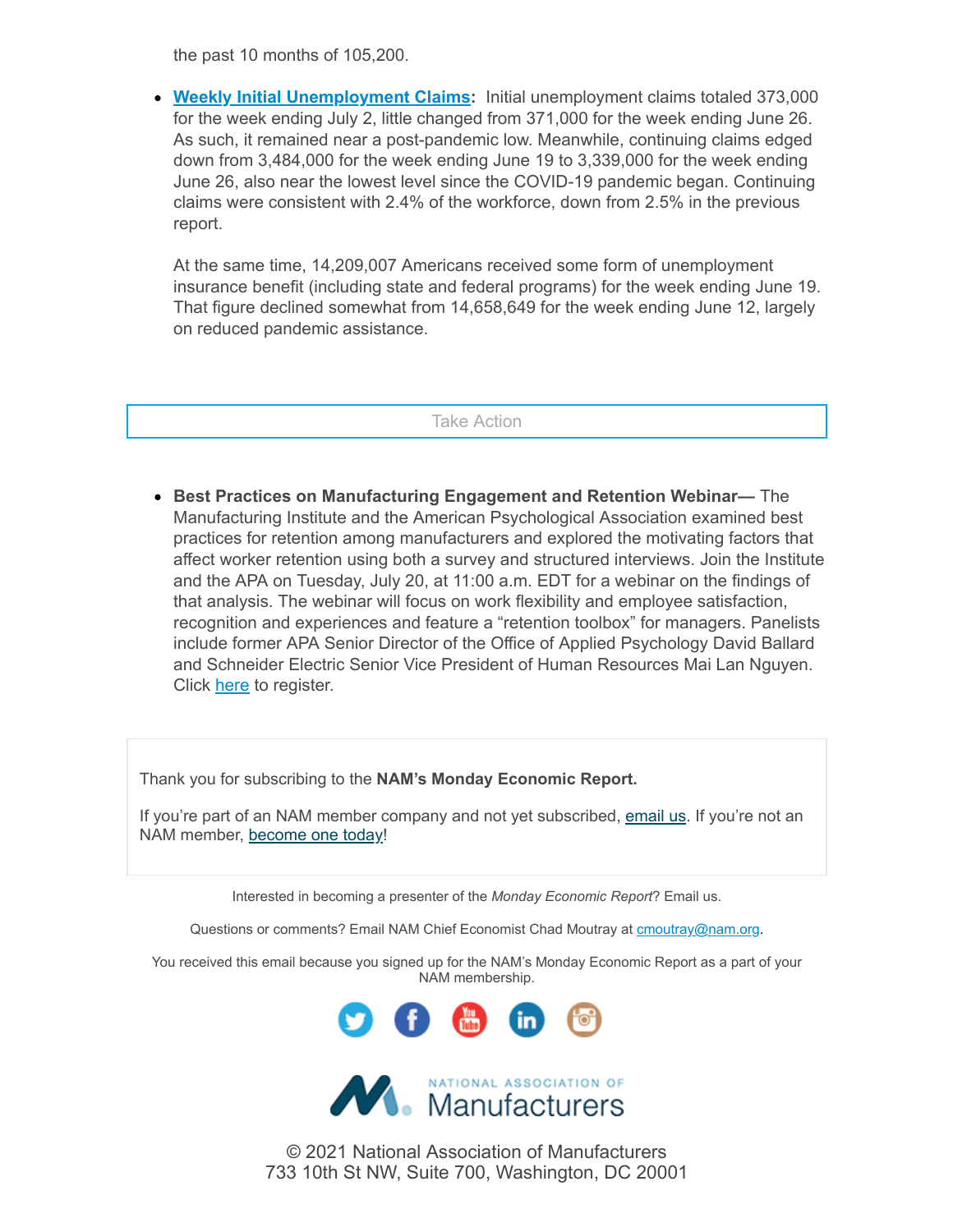the past 10 months of 105,200.

- **Weekly Initial Unemployment Claims:** Initial unemployment claims totaled 373,000 for the week ending July 2, little changed from 371,000 for the week ending June 26. As such, it remained near a post-pandemic low. Meanwhile, continuing claims edged down from 3,484,000 for the week ending June 19 to 3,339,000 for the week ending June 26, also near the lowest level since the COVID-19 pandemic began. Continuing claims were consistent with 2.4% of the workforce, down from 2.5% in the previous report.

  At the same time, 14,209,007 Americans received some form of unemployment insurance benefit (including state and federal programs) for the week ending June 19. That figure declined somewhat from 14,658,649 for the week ending June 12, largely on reduced pandemic assistance.

Take Action

- **Best Practices on Manufacturing Engagement and Retention Webinar—** The Manufacturing Institute and the American Psychological Association examined best practices for retention among manufacturers and explored the motivating factors that affect worker retention using both a survey and structured interviews. Join the Institute and the APA on Tuesday, July 20, at 11:00 a.m. EDT for a webinar on the findings of that analysis. The webinar will focus on work flexibility and employee satisfaction, recognition and experiences and feature a "retention toolbox" for managers. Panelists include former APA Senior Director of the Office of Applied Psychology David Ballard and Schneider Electric Senior Vice President of Human Resources Mai Lan Nguyen. Click here to register.

Thank you for subscribing to the **NAM's Monday Economic Report.**

If you're part of an NAM member company and not yet subscribed, email us. If you're not an NAM member, become one today!

Interested in becoming a presenter of the *Monday Economic Report*? Email us.

Questions or comments? Email NAM Chief Economist Chad Moutray at cmoutray@nam.org.

You received this email because you signed up for the NAM's Monday Economic Report as a part of your NAM membership.

NATIONAL ASSOCIATION OF Manufacturers

© 2021 National Association of Manufacturers
733 10th St NW, Suite 700, Washington, DC 20001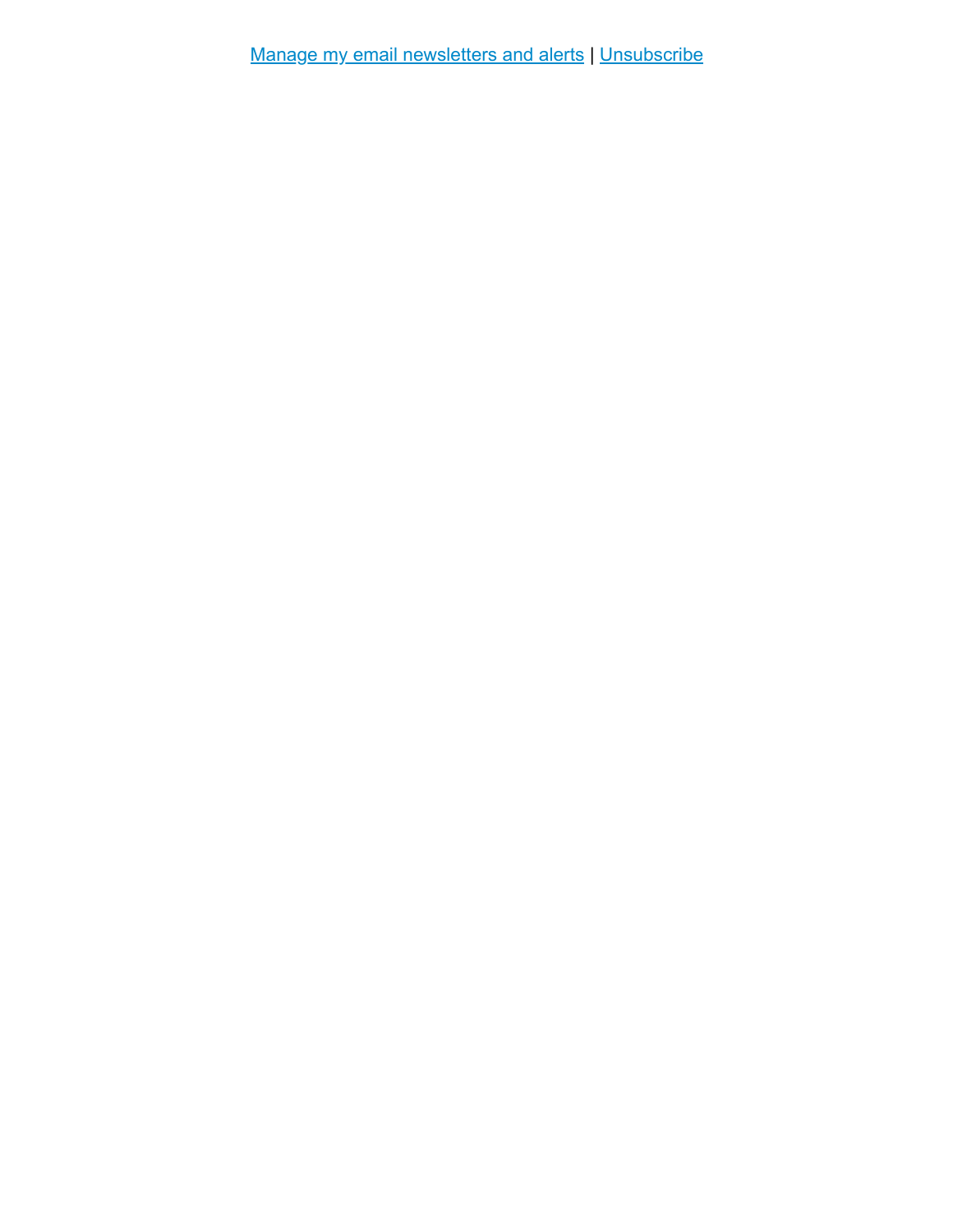Manage my email newsletters and alerts | Unsubscribe